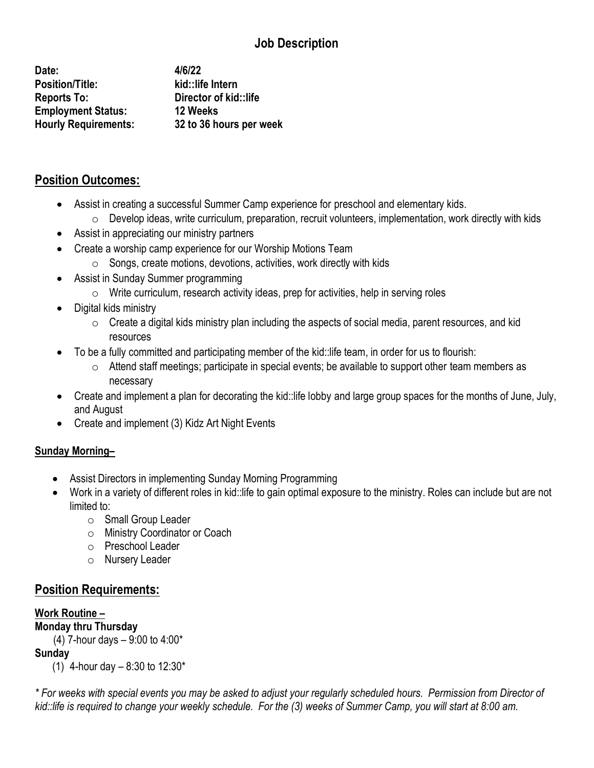## Job Description

**Date:** **4/6/22**
**Position/Title:** **kid::life Intern**
**Reports To:** **Director of kid::life**
**Employment Status:** **12 Weeks**
**Hourly Requirements:** **32 to 36 hours per week**

## Position Outcomes:

- Assist in creating a successful Summer Camp experience for preschool and elementary kids.
  - Develop ideas, write curriculum, preparation, recruit volunteers, implementation, work directly with kids
- Assist in appreciating our ministry partners
- Create a worship camp experience for our Worship Motions Team
  - Songs, create motions, devotions, activities, work directly with kids
- Assist in Sunday Summer programming
  - Write curriculum, research activity ideas, prep for activities, help in serving roles
- Digital kids ministry
  - Create a digital kids ministry plan including the aspects of social media, parent resources, and kid resources
- To be a fully committed and participating member of the kid::life team, in order for us to flourish:
  - Attend staff meetings; participate in special events; be available to support other team members as necessary
- Create and implement a plan for decorating the kid::life lobby and large group spaces for the months of June, July, and August
- Create and implement (3) Kidz Art Night Events

### Sunday Morning–

- Assist Directors in implementing Sunday Morning Programming
- Work in a variety of different roles in kid::life to gain optimal exposure to the ministry. Roles can include but are not limited to:
  - Small Group Leader
  - Ministry Coordinator or Coach
  - Preschool Leader
  - Nursery Leader

## Position Requirements:

### Work Routine –

**Monday thru Thursday**

(4) 7-hour days – 9:00 to 4:00*

**Sunday**

(1) 4-hour day – 8:30 to 12:30*

*\* For weeks with special events you may be asked to adjust your regularly scheduled hours. Permission from Director of kid::life is required to change your weekly schedule. For the (3) weeks of Summer Camp, you will start at 8:00 am.*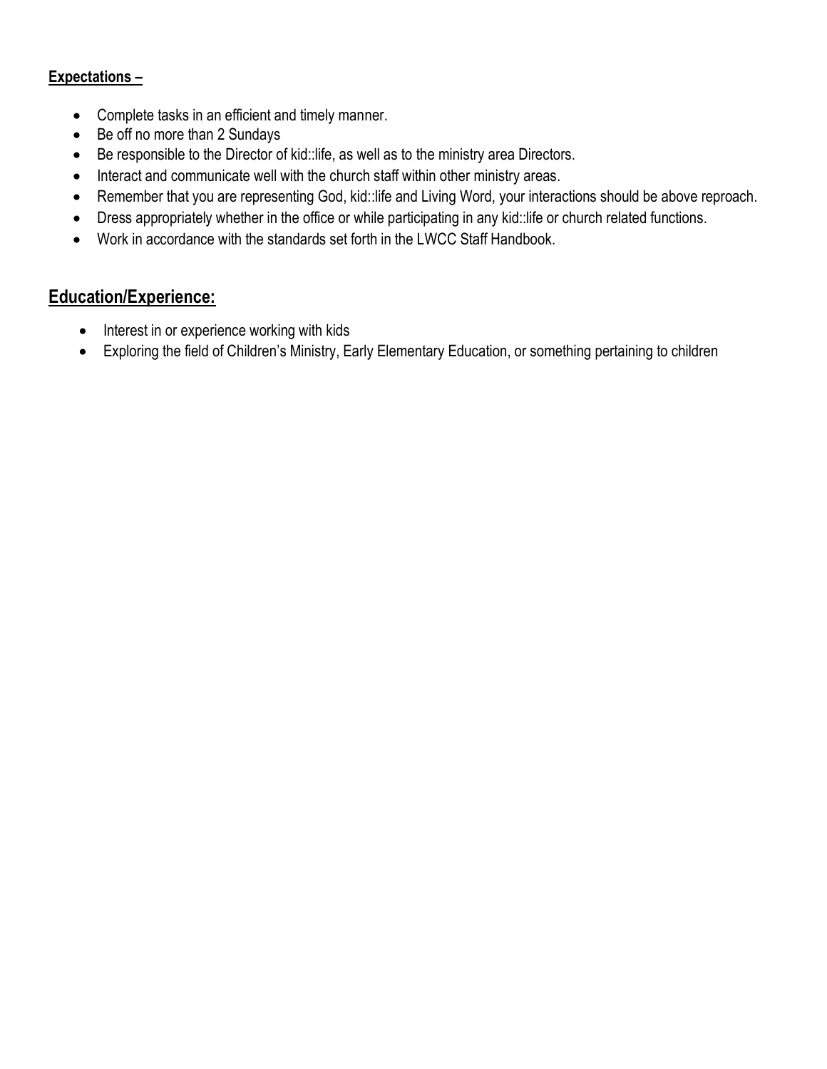**Expectations –**

- Complete tasks in an efficient and timely manner.
- Be off no more than 2 Sundays
- Be responsible to the Director of kid::life, as well as to the ministry area Directors.
- Interact and communicate well with the church staff within other ministry areas.
- Remember that you are representing God, kid::life and Living Word, your interactions should be above reproach.
- Dress appropriately whether in the office or while participating in any kid::life or church related functions.
- Work in accordance with the standards set forth in the LWCC Staff Handbook.

## Education/Experience:

- Interest in or experience working with kids
- Exploring the field of Children's Ministry, Early Elementary Education, or something pertaining to children